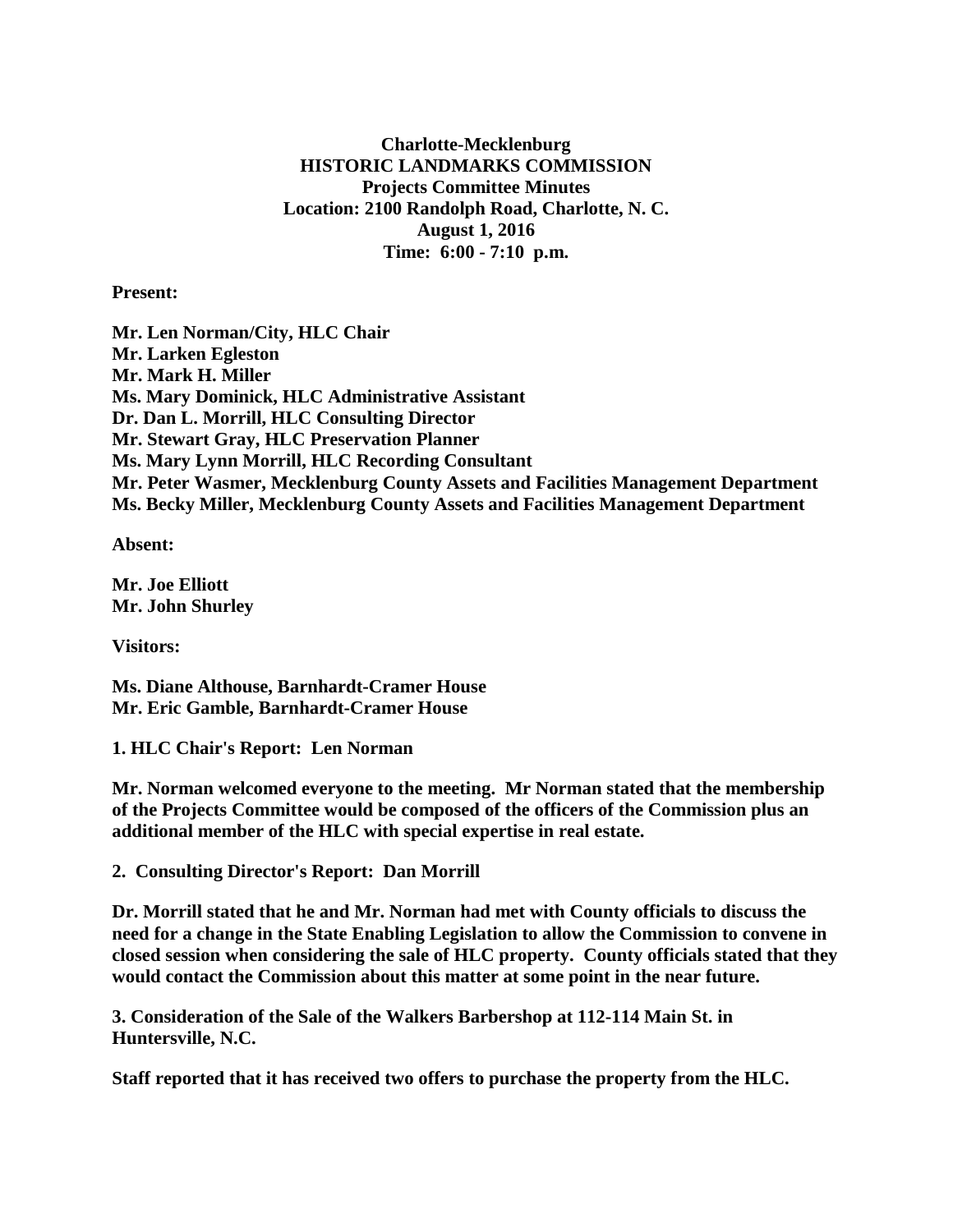**Charlotte-Mecklenburg**
**HISTORIC LANDMARKS COMMISSION**
**Projects Committee Minutes**
**Location: 2100 Randolph Road, Charlotte, N. C.**
**August 1, 2016**
**Time: 6:00 - 7:10 p.m.**

**Present:**

**Mr. Len Norman/City, HLC Chair**
**Mr. Larken Egleston**
**Mr. Mark H. Miller**
**Ms. Mary Dominick, HLC Administrative Assistant**
**Dr. Dan L. Morrill, HLC Consulting Director**
**Mr. Stewart Gray, HLC Preservation Planner**
**Ms. Mary Lynn Morrill, HLC Recording Consultant**
**Mr. Peter Wasmer, Mecklenburg County Assets and Facilities Management Department**
**Ms. Becky Miller, Mecklenburg County Assets and Facilities Management Department**

**Absent:**

**Mr. Joe Elliott**
**Mr. John Shurley**

**Visitors:**

**Ms. Diane Althouse, Barnhardt-Cramer House**
**Mr. Eric Gamble, Barnhardt-Cramer House**

**1. HLC Chair's Report: Len Norman**

**Mr. Norman welcomed everyone to the meeting. Mr Norman stated that the membership of the Projects Committee would be composed of the officers of the Commission plus an additional member of the HLC with special expertise in real estate.**

**2. Consulting Director's Report: Dan Morrill**

**Dr. Morrill stated that he and Mr. Norman had met with County officials to discuss the need for a change in the State Enabling Legislation to allow the Commission to convene in closed session when considering the sale of HLC property. County officials stated that they would contact the Commission about this matter at some point in the near future.**

**3. Consideration of the Sale of the Walkers Barbershop at 112-114 Main St. in Huntersville, N.C.**

**Staff reported that it has received two offers to purchase the property from the HLC.**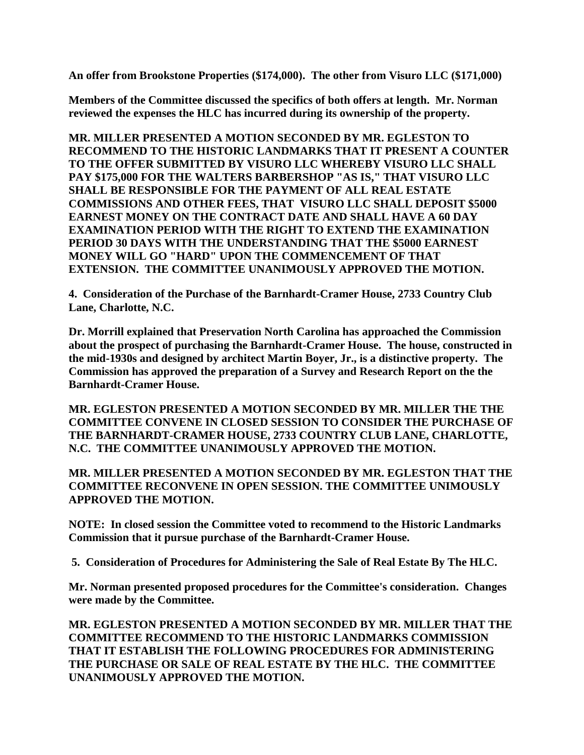**An offer from Brookstone Properties ($174,000). The other from Visuro LLC ($171,000)**

**Members of the Committee discussed the specifics of both offers at length. Mr. Norman reviewed the expenses the HLC has incurred during its ownership of the property.**

**MR. MILLER PRESENTED A MOTION SECONDED BY MR. EGLESTON TO RECOMMEND TO THE HISTORIC LANDMARKS THAT IT PRESENT A COUNTER TO THE OFFER SUBMITTED BY VISURO LLC WHEREBY VISURO LLC SHALL PAY $175,000 FOR THE WALTERS BARBERSHOP "AS IS," THAT VISURO LLC SHALL BE RESPONSIBLE FOR THE PAYMENT OF ALL REAL ESTATE COMMISSIONS AND OTHER FEES, THAT VISURO LLC SHALL DEPOSIT $5000 EARNEST MONEY ON THE CONTRACT DATE AND SHALL HAVE A 60 DAY EXAMINATION PERIOD WITH THE RIGHT TO EXTEND THE EXAMINATION PERIOD 30 DAYS WITH THE UNDERSTANDING THAT THE $5000 EARNEST MONEY WILL GO "HARD" UPON THE COMMENCEMENT OF THAT EXTENSION. THE COMMITTEE UNANIMOUSLY APPROVED THE MOTION.**

**4. Consideration of the Purchase of the Barnhardt-Cramer House, 2733 Country Club Lane, Charlotte, N.C.**

**Dr. Morrill explained that Preservation North Carolina has approached the Commission about the prospect of purchasing the Barnhardt-Cramer House. The house, constructed in the mid-1930s and designed by architect Martin Boyer, Jr., is a distinctive property. The Commission has approved the preparation of a Survey and Research Report on the the Barnhardt-Cramer House.**

**MR. EGLESTON PRESENTED A MOTION SECONDED BY MR. MILLER THE THE COMMITTEE CONVENE IN CLOSED SESSION TO CONSIDER THE PURCHASE OF THE BARNHARDT-CRAMER HOUSE, 2733 COUNTRY CLUB LANE, CHARLOTTE, N.C. THE COMMITTEE UNANIMOUSLY APPROVED THE MOTION.**

**MR. MILLER PRESENTED A MOTION SECONDED BY MR. EGLESTON THAT THE COMMITTEE RECONVENE IN OPEN SESSION. THE COMMITTEE UNIMOUSLY APPROVED THE MOTION.**

**NOTE: In closed session the Committee voted to recommend to the Historic Landmarks Commission that it pursue purchase of the Barnhardt-Cramer House.**

**5. Consideration of Procedures for Administering the Sale of Real Estate By The HLC.**

**Mr. Norman presented proposed procedures for the Committee's consideration. Changes were made by the Committee.**

**MR. EGLESTON PRESENTED A MOTION SECONDED BY MR. MILLER THAT THE COMMITTEE RECOMMEND TO THE HISTORIC LANDMARKS COMMISSION THAT IT ESTABLISH THE FOLLOWING PROCEDURES FOR ADMINISTERING THE PURCHASE OR SALE OF REAL ESTATE BY THE HLC. THE COMMITTEE UNANIMOUSLY APPROVED THE MOTION.**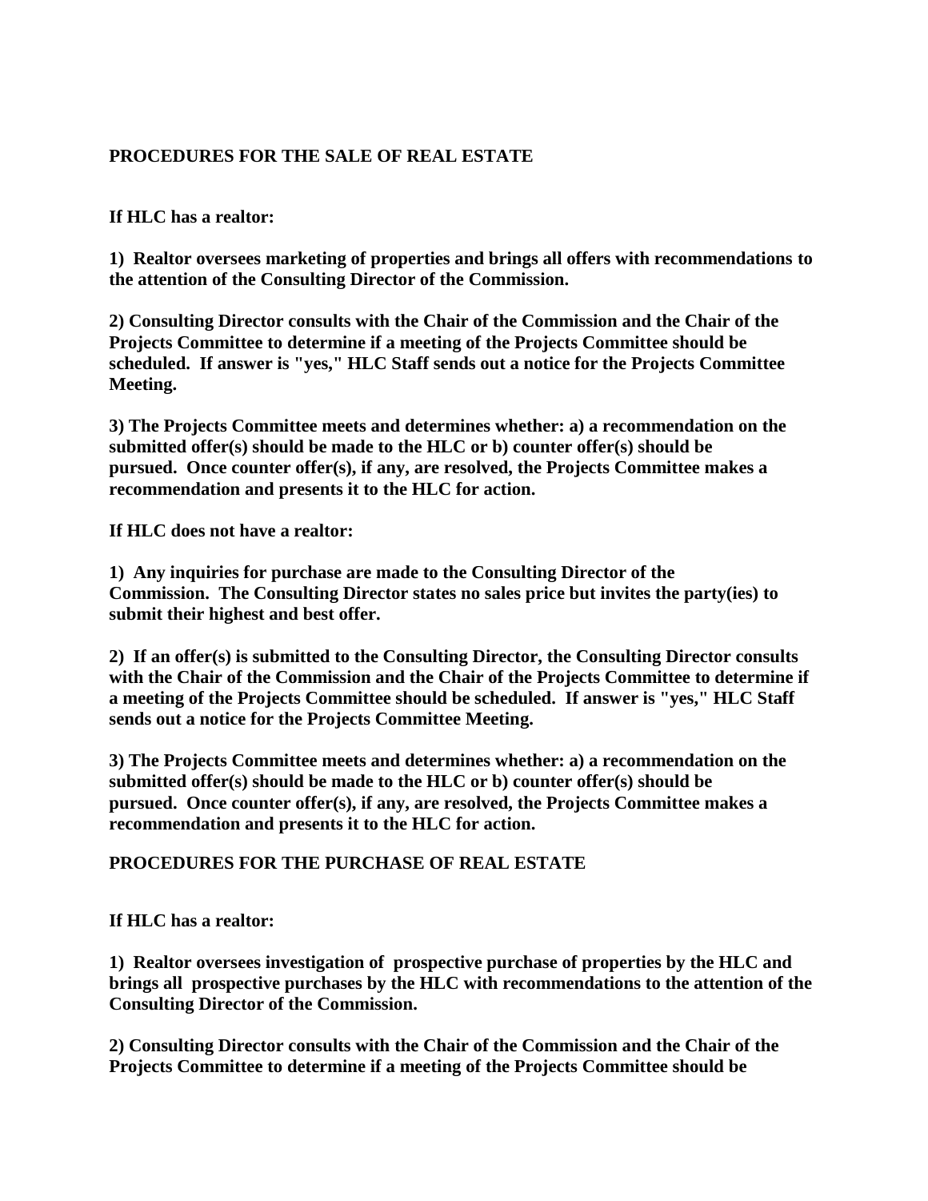## PROCEDURES FOR THE SALE OF REAL ESTATE

**If HLC has a realtor:**

**1) Realtor oversees marketing of properties and brings all offers with recommendations to the attention of the Consulting Director of the Commission.**

**2) Consulting Director consults with the Chair of the Commission and the Chair of the Projects Committee to determine if a meeting of the Projects Committee should be scheduled. If answer is "yes," HLC Staff sends out a notice for the Projects Committee Meeting.**

**3) The Projects Committee meets and determines whether: a) a recommendation on the submitted offer(s) should be made to the HLC or b) counter offer(s) should be pursued. Once counter offer(s), if any, are resolved, the Projects Committee makes a recommendation and presents it to the HLC for action.**

**If HLC does not have a realtor:**

**1) Any inquiries for purchase are made to the Consulting Director of the Commission. The Consulting Director states no sales price but invites the party(ies) to submit their highest and best offer.**

**2) If an offer(s) is submitted to the Consulting Director, the Consulting Director consults with the Chair of the Commission and the Chair of the Projects Committee to determine if a meeting of the Projects Committee should be scheduled. If answer is "yes," HLC Staff sends out a notice for the Projects Committee Meeting.**

**3) The Projects Committee meets and determines whether: a) a recommendation on the submitted offer(s) should be made to the HLC or b) counter offer(s) should be pursued. Once counter offer(s), if any, are resolved, the Projects Committee makes a recommendation and presents it to the HLC for action.**

## PROCEDURES FOR THE PURCHASE OF REAL ESTATE

**If HLC has a realtor:**

**1) Realtor oversees investigation of prospective purchase of properties by the HLC and brings all prospective purchases by the HLC with recommendations to the attention of the Consulting Director of the Commission.**

**2) Consulting Director consults with the Chair of the Commission and the Chair of the Projects Committee to determine if a meeting of the Projects Committee should be**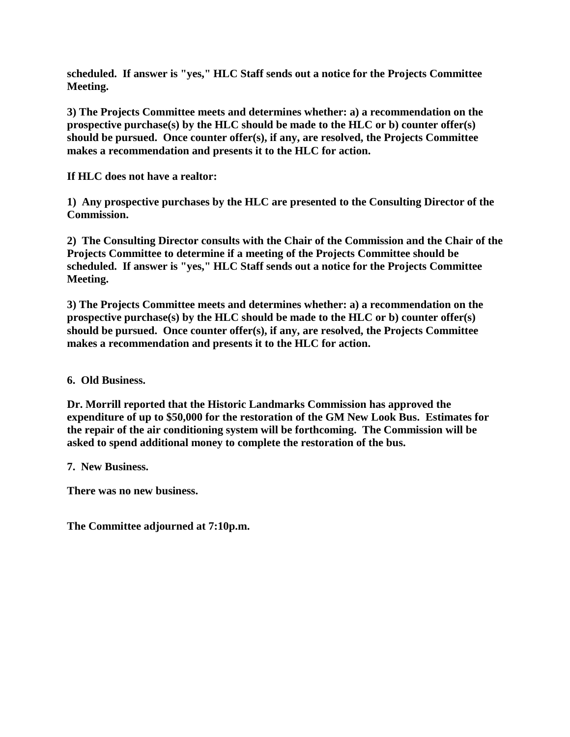**scheduled. If answer is "yes," HLC Staff sends out a notice for the Projects Committee Meeting.**

**3) The Projects Committee meets and determines whether: a) a recommendation on the prospective purchase(s) by the HLC should be made to the HLC or b) counter offer(s) should be pursued. Once counter offer(s), if any, are resolved, the Projects Committee makes a recommendation and presents it to the HLC for action.**

**If HLC does not have a realtor:**

**1) Any prospective purchases by the HLC are presented to the Consulting Director of the Commission.**

**2) The Consulting Director consults with the Chair of the Commission and the Chair of the Projects Committee to determine if a meeting of the Projects Committee should be scheduled. If answer is "yes," HLC Staff sends out a notice for the Projects Committee Meeting.**

**3) The Projects Committee meets and determines whether: a) a recommendation on the prospective purchase(s) by the HLC should be made to the HLC or b) counter offer(s) should be pursued. Once counter offer(s), if any, are resolved, the Projects Committee makes a recommendation and presents it to the HLC for action.**

**6. Old Business.**

**Dr. Morrill reported that the Historic Landmarks Commission has approved the expenditure of up to $50,000 for the restoration of the GM New Look Bus. Estimates for the repair of the air conditioning system will be forthcoming. The Commission will be asked to spend additional money to complete the restoration of the bus.**

**7. New Business.**

**There was no new business.**

**The Committee adjourned at 7:10p.m.**